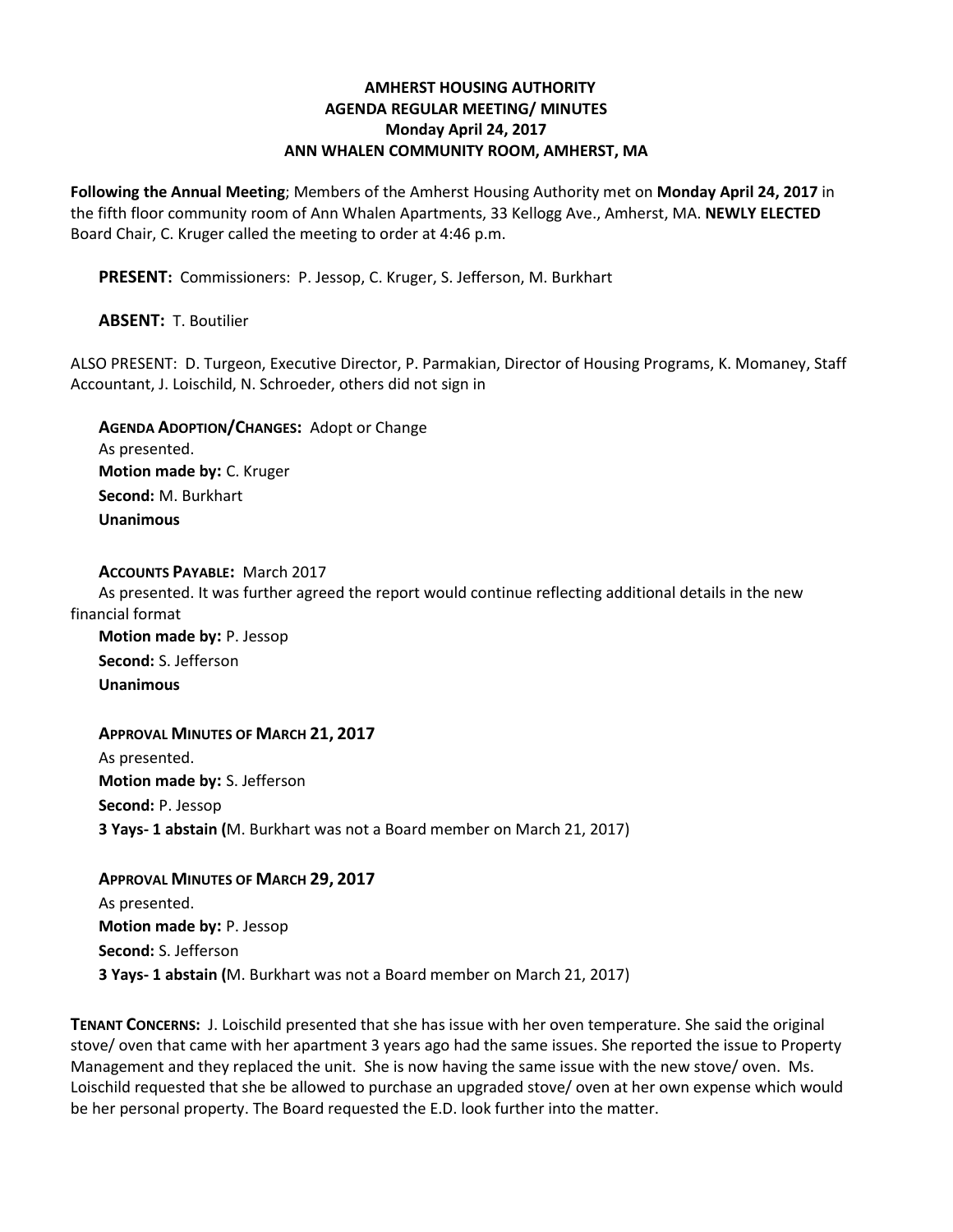**AMHERST HOUSING AUTHORITY**
**AGENDA REGULAR MEETING/ MINUTES**
**Monday April 24, 2017**
**ANN WHALEN COMMUNITY ROOM, AMHERST, MA**

**Following the Annual Meeting**; Members of the Amherst Housing Authority met on **Monday April 24, 2017** in the fifth floor community room of Ann Whalen Apartments, 33 Kellogg Ave., Amherst, MA. **NEWLY ELECTED** Board Chair, C. Kruger called the meeting to order at 4:46 p.m.

**PRESENT:** Commissioners: P. Jessop, C. Kruger, S. Jefferson, M. Burkhart

**ABSENT:** T. Boutilier

ALSO PRESENT: D. Turgeon, Executive Director, P. Parmakian, Director of Housing Programs, K. Momaney, Staff Accountant, J. Loischild, N. Schroeder, others did not sign in

**AGENDA ADOPTION/CHANGES:** Adopt or Change
As presented.
**Motion made by:** C. Kruger
**Second:** M. Burkhart
**Unanimous**

**ACCOUNTS PAYABLE:** March 2017
As presented. It was further agreed the report would continue reflecting additional details in the new financial format
**Motion made by:** P. Jessop
**Second:** S. Jefferson
**Unanimous**

**APPROVAL MINUTES OF MARCH 21, 2017**
As presented.
**Motion made by:** S. Jefferson
**Second:** P. Jessop
**3 Yays- 1 abstain (**M. Burkhart was not a Board member on March 21, 2017)

**APPROVAL MINUTES OF MARCH 29, 2017**
As presented.
**Motion made by:** P. Jessop
**Second:** S. Jefferson
**3 Yays- 1 abstain (**M. Burkhart was not a Board member on March 21, 2017)

**TENANT CONCERNS:** J. Loischild presented that she has issue with her oven temperature. She said the original stove/ oven that came with her apartment 3 years ago had the same issues. She reported the issue to Property Management and they replaced the unit. She is now having the same issue with the new stove/ oven. Ms. Loischild requested that she be allowed to purchase an upgraded stove/ oven at her own expense which would be her personal property. The Board requested the E.D. look further into the matter.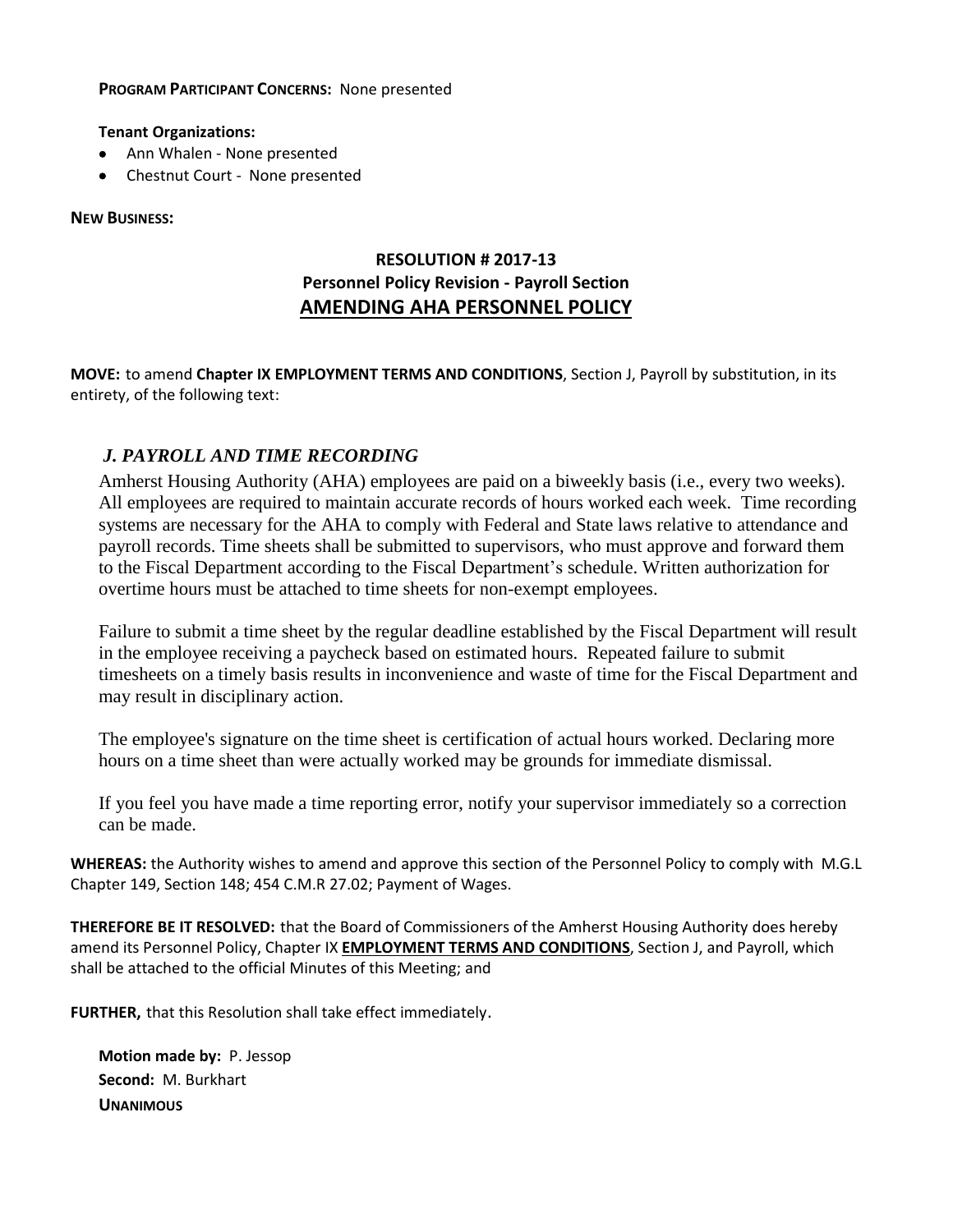**PROGRAM PARTICIPANT CONCERNS:** None presented

**Tenant Organizations:**

- Ann Whalen - None presented
- Chestnut Court - None presented

**NEW BUSINESS:**

## RESOLUTION # 2017-13
### Personnel Policy Revision - Payroll Section
### AMENDING AHA PERSONNEL POLICY

**MOVE:** to amend **Chapter IX EMPLOYMENT TERMS AND CONDITIONS**, Section J, Payroll by substitution, in its entirety, of the following text:

***J. PAYROLL AND TIME RECORDING***

Amherst Housing Authority (AHA) employees are paid on a biweekly basis (i.e., every two weeks). All employees are required to maintain accurate records of hours worked each week. Time recording systems are necessary for the AHA to comply with Federal and State laws relative to attendance and payroll records. Time sheets shall be submitted to supervisors, who must approve and forward them to the Fiscal Department according to the Fiscal Department's schedule. Written authorization for overtime hours must be attached to time sheets for non-exempt employees.

Failure to submit a time sheet by the regular deadline established by the Fiscal Department will result in the employee receiving a paycheck based on estimated hours. Repeated failure to submit timesheets on a timely basis results in inconvenience and waste of time for the Fiscal Department and may result in disciplinary action.

The employee's signature on the time sheet is certification of actual hours worked. Declaring more hours on a time sheet than were actually worked may be grounds for immediate dismissal.

If you feel you have made a time reporting error, notify your supervisor immediately so a correction can be made.

**WHEREAS:** the Authority wishes to amend and approve this section of the Personnel Policy to comply with M.G.L Chapter 149, Section 148; 454 C.M.R 27.02; Payment of Wages.

**THEREFORE BE IT RESOLVED:** that the Board of Commissioners of the Amherst Housing Authority does hereby amend its Personnel Policy, Chapter IX **EMPLOYMENT TERMS AND CONDITIONS**, Section J, and Payroll, which shall be attached to the official Minutes of this Meeting; and

**FURTHER,** that this Resolution shall take effect immediately.

**Motion made by:** P. Jessop
**Second:** M. Burkhart
**UNANIMOUS**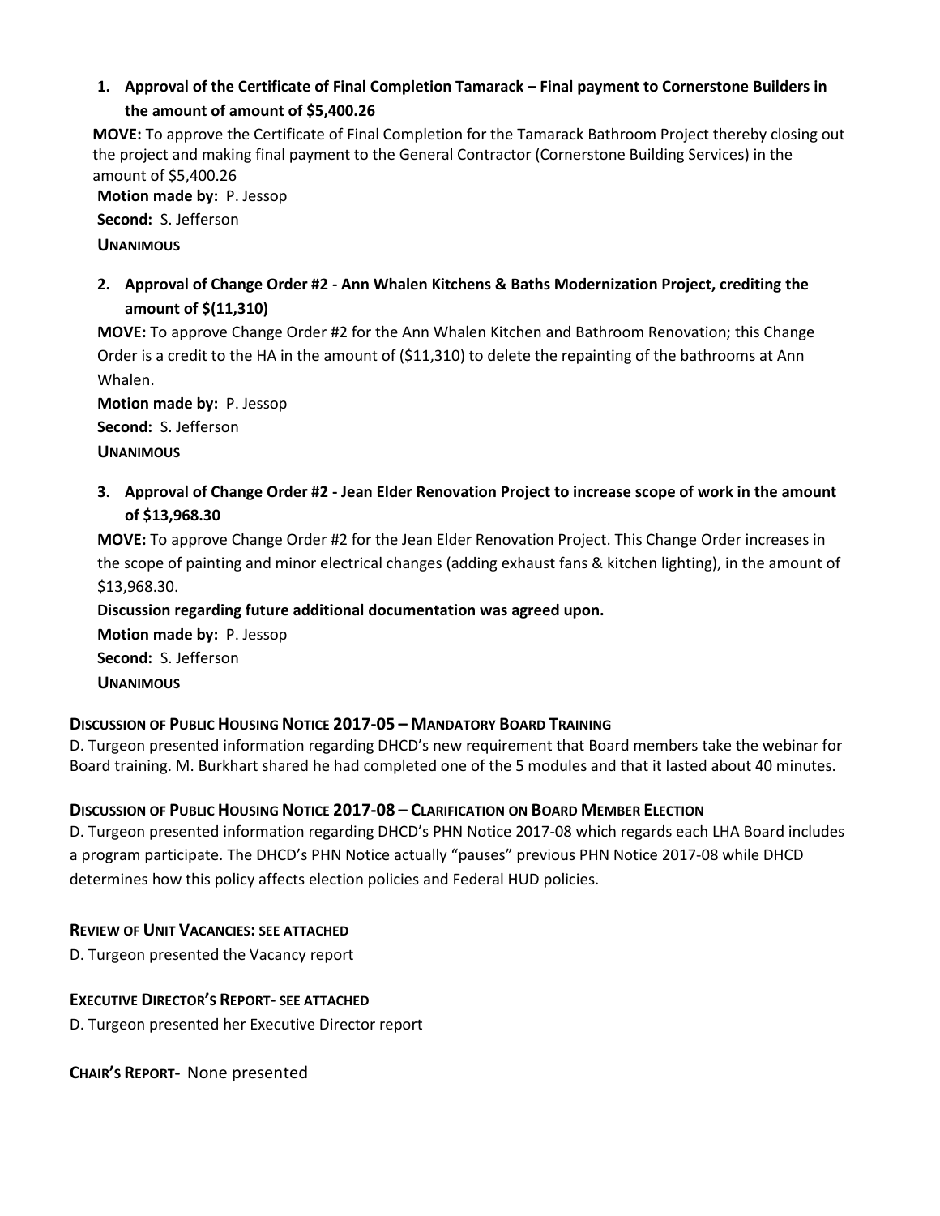1. **Approval of the Certificate of Final Completion Tamarack – Final payment to Cornerstone Builders in the amount of amount of $5,400.26**

**MOVE:** To approve the Certificate of Final Completion for the Tamarack Bathroom Project thereby closing out the project and making final payment to the General Contractor (Cornerstone Building Services) in the amount of $5,400.26

**Motion made by:** P. Jessop

**Second:** S. Jefferson

**UNANIMOUS**

2. **Approval of Change Order #2 - Ann Whalen Kitchens & Baths Modernization Project, crediting the amount of $(11,310)**

**MOVE:** To approve Change Order #2 for the Ann Whalen Kitchen and Bathroom Renovation; this Change Order is a credit to the HA in the amount of ($11,310) to delete the repainting of the bathrooms at Ann Whalen.

**Motion made by:** P. Jessop

**Second:** S. Jefferson

**UNANIMOUS**

3. **Approval of Change Order #2 - Jean Elder Renovation Project to increase scope of work in the amount of $13,968.30**

**MOVE:** To approve Change Order #2 for the Jean Elder Renovation Project. This Change Order increases in the scope of painting and minor electrical changes (adding exhaust fans & kitchen lighting), in the amount of $13,968.30.

**Discussion regarding future additional documentation was agreed upon.**

**Motion made by:** P. Jessop

**Second:** S. Jefferson

**UNANIMOUS**

### DISCUSSION OF PUBLIC HOUSING NOTICE 2017-05 – MANDATORY BOARD TRAINING

D. Turgeon presented information regarding DHCD's new requirement that Board members take the webinar for Board training. M. Burkhart shared he had completed one of the 5 modules and that it lasted about 40 minutes.

### DISCUSSION OF PUBLIC HOUSING NOTICE 2017-08 – CLARIFICATION ON BOARD MEMBER ELECTION

D. Turgeon presented information regarding DHCD's PHN Notice 2017-08 which regards each LHA Board includes a program participate. The DHCD's PHN Notice actually "pauses" previous PHN Notice 2017-08 while DHCD determines how this policy affects election policies and Federal HUD policies.

### REVIEW OF UNIT VACANCIES: SEE ATTACHED

D. Turgeon presented the Vacancy report

### EXECUTIVE DIRECTOR'S REPORT- SEE ATTACHED

D. Turgeon presented her Executive Director report

**CHAIR'S REPORT-** None presented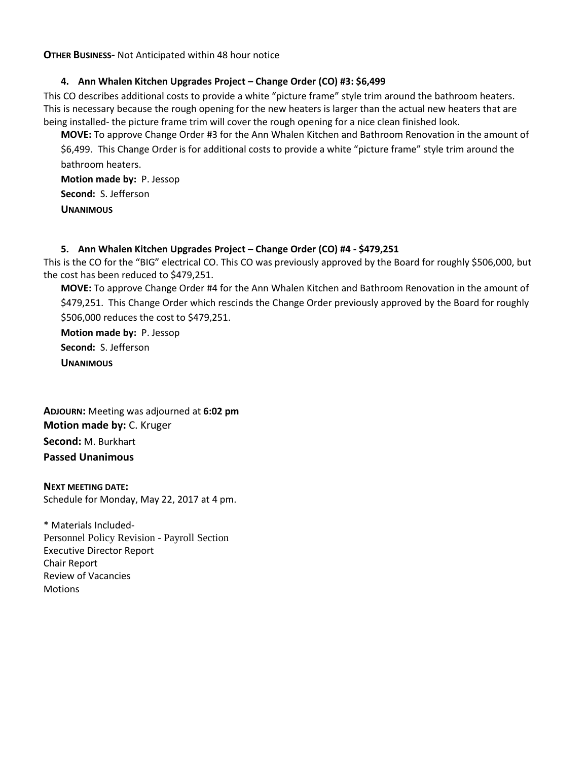**OTHER BUSINESS-** Not Anticipated within 48 hour notice

4. **Ann Whalen Kitchen Upgrades Project – Change Order (CO) #3: $6,499**

This CO describes additional costs to provide a white "picture frame" style trim around the bathroom heaters. This is necessary because the rough opening for the new heaters is larger than the actual new heaters that are being installed- the picture frame trim will cover the rough opening for a nice clean finished look.

**MOVE:** To approve Change Order #3 for the Ann Whalen Kitchen and Bathroom Renovation in the amount of $6,499. This Change Order is for additional costs to provide a white "picture frame" style trim around the bathroom heaters.

**Motion made by:** P. Jessop

**Second:** S. Jefferson

**UNANIMOUS**

5. **Ann Whalen Kitchen Upgrades Project – Change Order (CO) #4 - $479,251**

This is the CO for the "BIG" electrical CO. This CO was previously approved by the Board for roughly $506,000, but the cost has been reduced to $479,251.

**MOVE:** To approve Change Order #4 for the Ann Whalen Kitchen and Bathroom Renovation in the amount of $479,251. This Change Order which rescinds the Change Order previously approved by the Board for roughly $506,000 reduces the cost to $479,251.

**Motion made by:** P. Jessop

**Second:** S. Jefferson

**UNANIMOUS**

**ADJOURN:** Meeting was adjourned at **6:02 pm**

**Motion made by:** C. Kruger

**Second:** M. Burkhart

**Passed Unanimous**

**NEXT MEETING DATE:**

Schedule for Monday, May 22, 2017 at 4 pm.

\* Materials Included-
Personnel Policy Revision - Payroll Section
Executive Director Report
Chair Report
Review of Vacancies
Motions